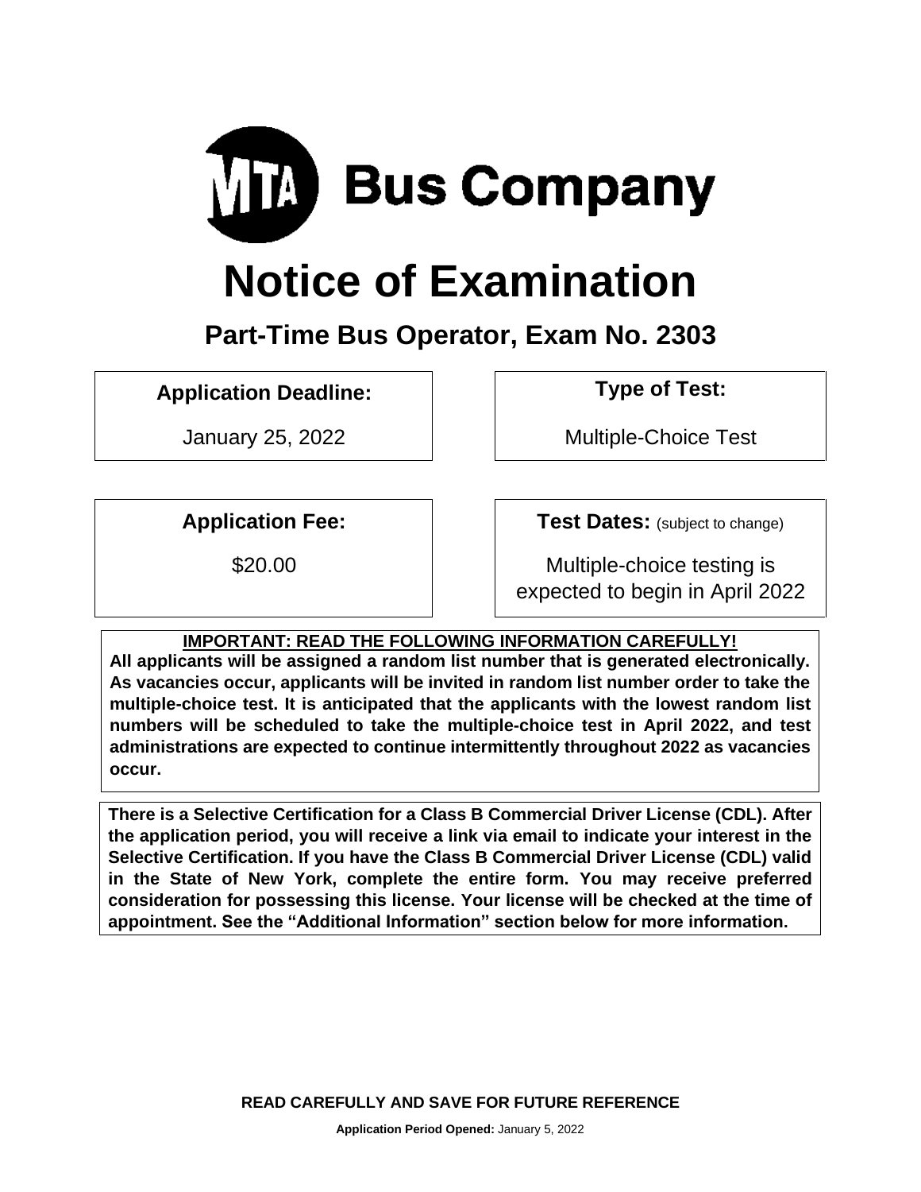# MTA Bus Company

# Notice of Examination

## Part-Time Bus Operator, Exam No. 2303

**Application Deadline:**

January 25, 2022

**Type of Test:**

Multiple-Choice Test

**Application Fee:**

$20.00

**Test Dates:** (subject to change)

Multiple-choice testing is expected to begin in April 2022

**IMPORTANT: READ THE FOLLOWING INFORMATION CAREFULLY!**

**All applicants will be assigned a random list number that is generated electronically. As vacancies occur, applicants will be invited in random list number order to take the multiple-choice test. It is anticipated that the applicants with the lowest random list numbers will be scheduled to take the multiple-choice test in April 2022, and test administrations are expected to continue intermittently throughout 2022 as vacancies occur.**

**There is a Selective Certification for a Class B Commercial Driver License (CDL). After the application period, you will receive a link via email to indicate your interest in the Selective Certification. If you have the Class B Commercial Driver License (CDL) valid in the State of New York, complete the entire form. You may receive preferred consideration for possessing this license. Your license will be checked at the time of appointment. See the "Additional Information" section below for more information.**

**READ CAREFULLY AND SAVE FOR FUTURE REFERENCE**

**Application Period Opened:** January 5, 2022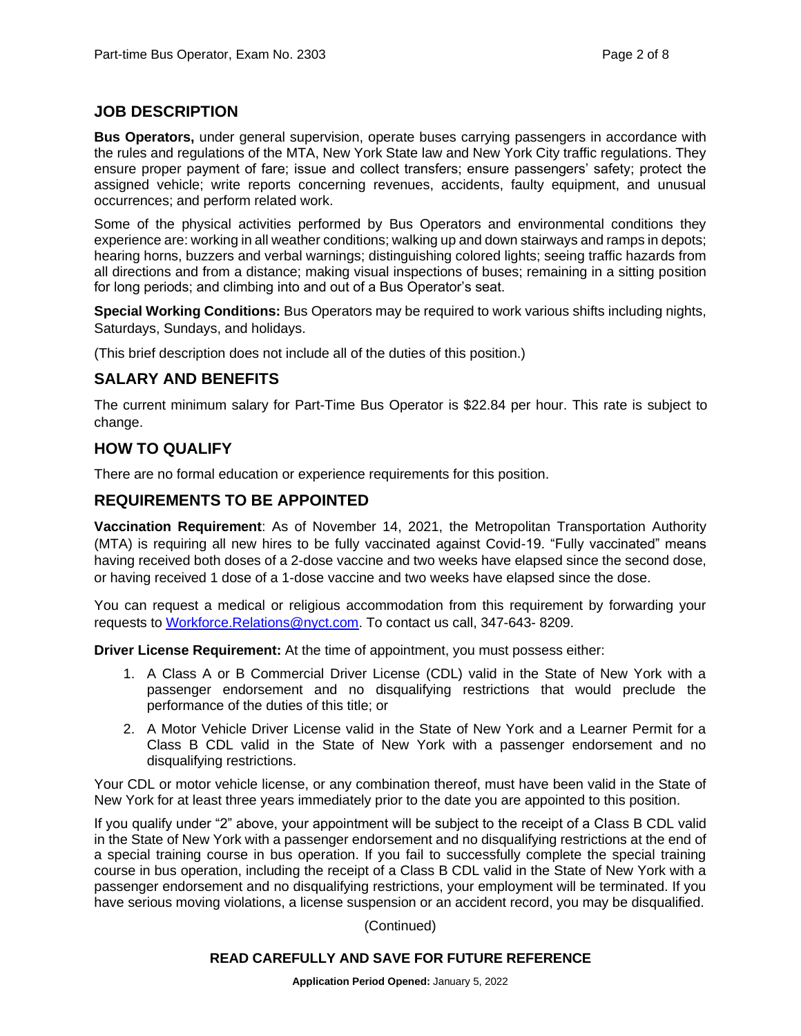## JOB DESCRIPTION

**Bus Operators,** under general supervision, operate buses carrying passengers in accordance with the rules and regulations of the MTA, New York State law and New York City traffic regulations. They ensure proper payment of fare; issue and collect transfers; ensure passengers' safety; protect the assigned vehicle; write reports concerning revenues, accidents, faulty equipment, and unusual occurrences; and perform related work.

Some of the physical activities performed by Bus Operators and environmental conditions they experience are: working in all weather conditions; walking up and down stairways and ramps in depots; hearing horns, buzzers and verbal warnings; distinguishing colored lights; seeing traffic hazards from all directions and from a distance; making visual inspections of buses; remaining in a sitting position for long periods; and climbing into and out of a Bus Operator's seat.

**Special Working Conditions:** Bus Operators may be required to work various shifts including nights, Saturdays, Sundays, and holidays.

(This brief description does not include all of the duties of this position.)

## SALARY AND BENEFITS

The current minimum salary for Part-Time Bus Operator is $22.84 per hour. This rate is subject to change.

## HOW TO QUALIFY

There are no formal education or experience requirements for this position.

## REQUIREMENTS TO BE APPOINTED

**Vaccination Requirement**: As of November 14, 2021, the Metropolitan Transportation Authority (MTA) is requiring all new hires to be fully vaccinated against Covid-19. "Fully vaccinated" means having received both doses of a 2-dose vaccine and two weeks have elapsed since the second dose, or having received 1 dose of a 1-dose vaccine and two weeks have elapsed since the dose.

You can request a medical or religious accommodation from this requirement by forwarding your requests to Workforce.Relations@nyct.com. To contact us call, 347-643- 8209.

**Driver License Requirement:** At the time of appointment, you must possess either:

1. A Class A or B Commercial Driver License (CDL) valid in the State of New York with a passenger endorsement and no disqualifying restrictions that would preclude the performance of the duties of this title; or
2. A Motor Vehicle Driver License valid in the State of New York and a Learner Permit for a Class B CDL valid in the State of New York with a passenger endorsement and no disqualifying restrictions.

Your CDL or motor vehicle license, or any combination thereof, must have been valid in the State of New York for at least three years immediately prior to the date you are appointed to this position.

If you qualify under "2" above, your appointment will be subject to the receipt of a Class B CDL valid in the State of New York with a passenger endorsement and no disqualifying restrictions at the end of a special training course in bus operation. If you fail to successfully complete the special training course in bus operation, including the receipt of a Class B CDL valid in the State of New York with a passenger endorsement and no disqualifying restrictions, your employment will be terminated. If you have serious moving violations, a license suspension or an accident record, you may be disqualified.

(Continued)

**READ CAREFULLY AND SAVE FOR FUTURE REFERENCE**

**Application Period Opened:** January 5, 2022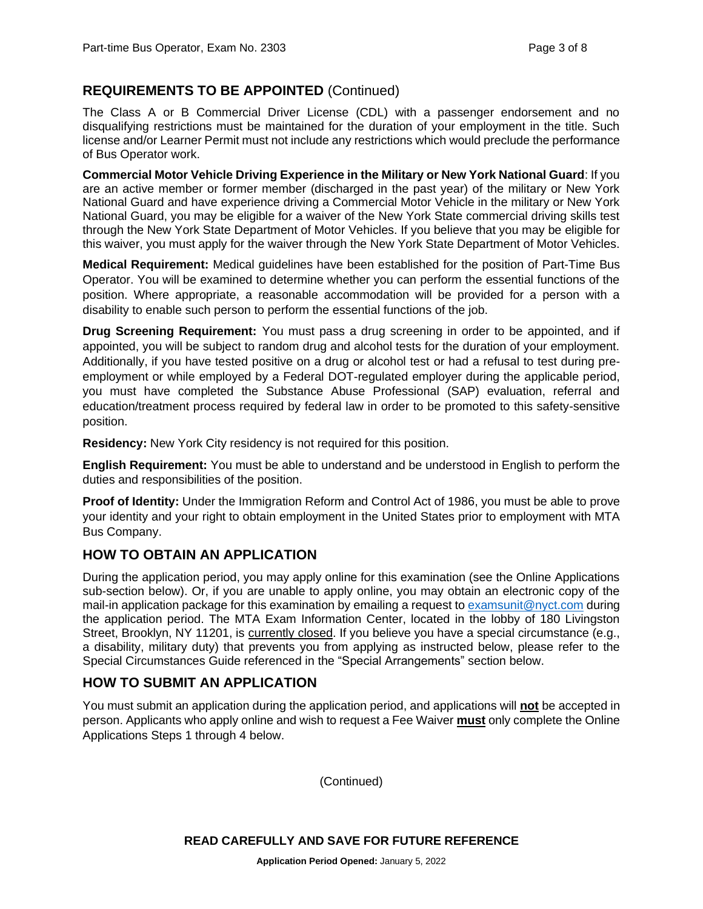## REQUIREMENTS TO BE APPOINTED (Continued)

The Class A or B Commercial Driver License (CDL) with a passenger endorsement and no disqualifying restrictions must be maintained for the duration of your employment in the title. Such license and/or Learner Permit must not include any restrictions which would preclude the performance of Bus Operator work.

**Commercial Motor Vehicle Driving Experience in the Military or New York National Guard**: If you are an active member or former member (discharged in the past year) of the military or New York National Guard and have experience driving a Commercial Motor Vehicle in the military or New York National Guard, you may be eligible for a waiver of the New York State commercial driving skills test through the New York State Department of Motor Vehicles. If you believe that you may be eligible for this waiver, you must apply for the waiver through the New York State Department of Motor Vehicles.

**Medical Requirement:** Medical guidelines have been established for the position of Part-Time Bus Operator. You will be examined to determine whether you can perform the essential functions of the position. Where appropriate, a reasonable accommodation will be provided for a person with a disability to enable such person to perform the essential functions of the job.

**Drug Screening Requirement:** You must pass a drug screening in order to be appointed, and if appointed, you will be subject to random drug and alcohol tests for the duration of your employment. Additionally, if you have tested positive on a drug or alcohol test or had a refusal to test during pre-employment or while employed by a Federal DOT-regulated employer during the applicable period, you must have completed the Substance Abuse Professional (SAP) evaluation, referral and education/treatment process required by federal law in order to be promoted to this safety-sensitive position.

**Residency:** New York City residency is not required for this position.

**English Requirement:** You must be able to understand and be understood in English to perform the duties and responsibilities of the position.

**Proof of Identity:** Under the Immigration Reform and Control Act of 1986, you must be able to prove your identity and your right to obtain employment in the United States prior to employment with MTA Bus Company.

## HOW TO OBTAIN AN APPLICATION

During the application period, you may apply online for this examination (see the Online Applications sub-section below). Or, if you are unable to apply online, you may obtain an electronic copy of the mail-in application package for this examination by emailing a request to examsunit@nyct.com during the application period. The MTA Exam Information Center, located in the lobby of 180 Livingston Street, Brooklyn, NY 11201, is currently closed. If you believe you have a special circumstance (e.g., a disability, military duty) that prevents you from applying as instructed below, please refer to the Special Circumstances Guide referenced in the "Special Arrangements" section below.

## HOW TO SUBMIT AN APPLICATION

You must submit an application during the application period, and applications will **not** be accepted in person. Applicants who apply online and wish to request a Fee Waiver **must** only complete the Online Applications Steps 1 through 4 below.

(Continued)

**READ CAREFULLY AND SAVE FOR FUTURE REFERENCE**

**Application Period Opened:** January 5, 2022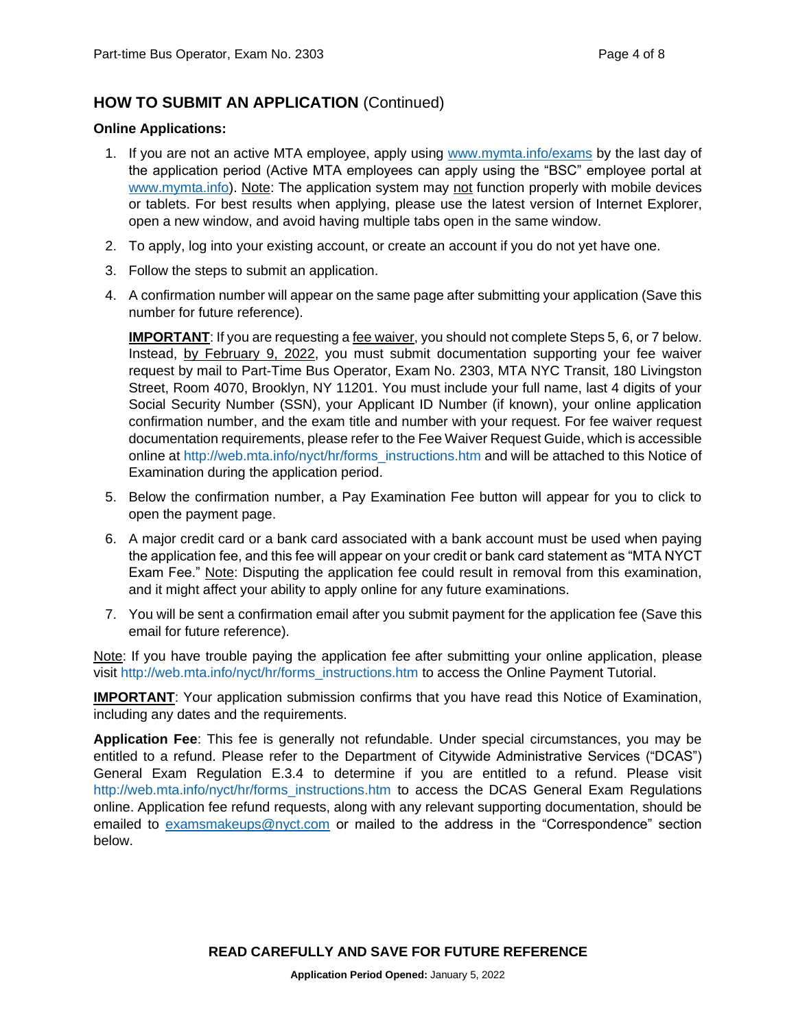## HOW TO SUBMIT AN APPLICATION (Continued)

**Online Applications:**

1. If you are not an active MTA employee, apply using www.mymta.info/exams by the last day of the application period (Active MTA employees can apply using the "BSC" employee portal at www.mymta.info). Note: The application system may not function properly with mobile devices or tablets. For best results when applying, please use the latest version of Internet Explorer, open a new window, and avoid having multiple tabs open in the same window.
2. To apply, log into your existing account, or create an account if you do not yet have one.
3. Follow the steps to submit an application.
4. A confirmation number will appear on the same page after submitting your application (Save this number for future reference).

   **IMPORTANT**: If you are requesting a fee waiver, you should not complete Steps 5, 6, or 7 below. Instead, by February 9, 2022, you must submit documentation supporting your fee waiver request by mail to Part-Time Bus Operator, Exam No. 2303, MTA NYC Transit, 180 Livingston Street, Room 4070, Brooklyn, NY 11201. You must include your full name, last 4 digits of your Social Security Number (SSN), your Applicant ID Number (if known), your online application confirmation number, and the exam title and number with your request. For fee waiver request documentation requirements, please refer to the Fee Waiver Request Guide, which is accessible online at http://web.mta.info/nyct/hr/forms_instructions.htm and will be attached to this Notice of Examination during the application period.

5. Below the confirmation number, a Pay Examination Fee button will appear for you to click to open the payment page.
6. A major credit card or a bank card associated with a bank account must be used when paying the application fee, and this fee will appear on your credit or bank card statement as "MTA NYCT Exam Fee." Note: Disputing the application fee could result in removal from this examination, and it might affect your ability to apply online for any future examinations.
7. You will be sent a confirmation email after you submit payment for the application fee (Save this email for future reference).

Note: If you have trouble paying the application fee after submitting your online application, please visit http://web.mta.info/nyct/hr/forms_instructions.htm to access the Online Payment Tutorial.

**IMPORTANT**: Your application submission confirms that you have read this Notice of Examination, including any dates and the requirements.

**Application Fee**: This fee is generally not refundable. Under special circumstances, you may be entitled to a refund. Please refer to the Department of Citywide Administrative Services ("DCAS") General Exam Regulation E.3.4 to determine if you are entitled to a refund. Please visit http://web.mta.info/nyct/hr/forms_instructions.htm to access the DCAS General Exam Regulations online. Application fee refund requests, along with any relevant supporting documentation, should be emailed to examsmakeups@nyct.com or mailed to the address in the "Correspondence" section below.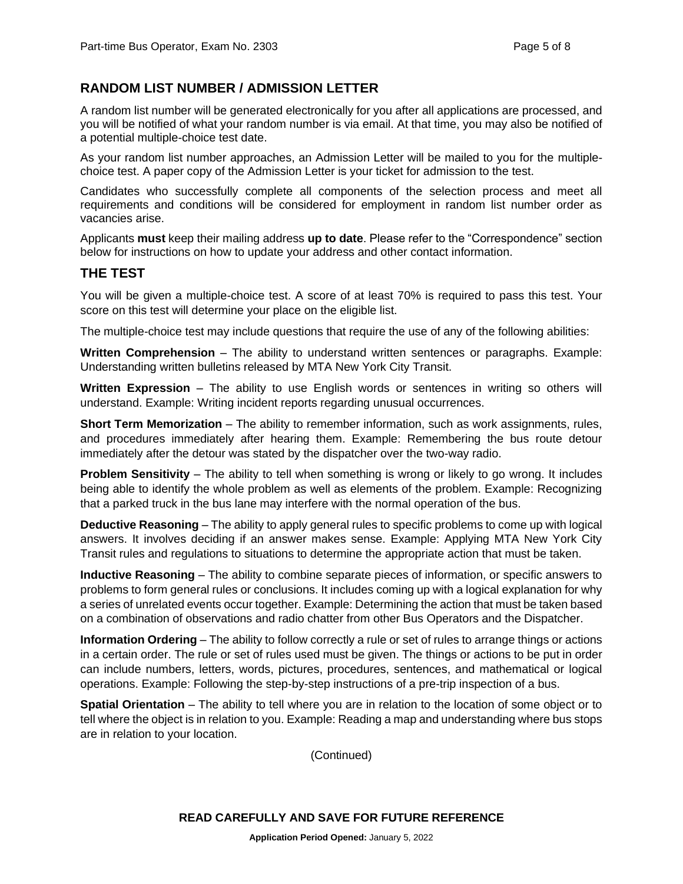## RANDOM LIST NUMBER / ADMISSION LETTER

A random list number will be generated electronically for you after all applications are processed, and you will be notified of what your random number is via email. At that time, you may also be notified of a potential multiple-choice test date.

As your random list number approaches, an Admission Letter will be mailed to you for the multiple-choice test. A paper copy of the Admission Letter is your ticket for admission to the test.

Candidates who successfully complete all components of the selection process and meet all requirements and conditions will be considered for employment in random list number order as vacancies arise.

Applicants **must** keep their mailing address **up to date**. Please refer to the "Correspondence" section below for instructions on how to update your address and other contact information.

## THE TEST

You will be given a multiple-choice test. A score of at least 70% is required to pass this test. Your score on this test will determine your place on the eligible list.

The multiple-choice test may include questions that require the use of any of the following abilities:

**Written Comprehension** – The ability to understand written sentences or paragraphs. Example: Understanding written bulletins released by MTA New York City Transit.

**Written Expression** – The ability to use English words or sentences in writing so others will understand. Example: Writing incident reports regarding unusual occurrences.

**Short Term Memorization** – The ability to remember information, such as work assignments, rules, and procedures immediately after hearing them. Example: Remembering the bus route detour immediately after the detour was stated by the dispatcher over the two-way radio.

**Problem Sensitivity** – The ability to tell when something is wrong or likely to go wrong. It includes being able to identify the whole problem as well as elements of the problem. Example: Recognizing that a parked truck in the bus lane may interfere with the normal operation of the bus.

**Deductive Reasoning** – The ability to apply general rules to specific problems to come up with logical answers. It involves deciding if an answer makes sense. Example: Applying MTA New York City Transit rules and regulations to situations to determine the appropriate action that must be taken.

**Inductive Reasoning** – The ability to combine separate pieces of information, or specific answers to problems to form general rules or conclusions. It includes coming up with a logical explanation for why a series of unrelated events occur together. Example: Determining the action that must be taken based on a combination of observations and radio chatter from other Bus Operators and the Dispatcher.

**Information Ordering** – The ability to follow correctly a rule or set of rules to arrange things or actions in a certain order. The rule or set of rules used must be given. The things or actions to be put in order can include numbers, letters, words, pictures, procedures, sentences, and mathematical or logical operations. Example: Following the step-by-step instructions of a pre-trip inspection of a bus.

**Spatial Orientation** – The ability to tell where you are in relation to the location of some object or to tell where the object is in relation to you. Example: Reading a map and understanding where bus stops are in relation to your location.

(Continued)

**READ CAREFULLY AND SAVE FOR FUTURE REFERENCE**

**Application Period Opened:** January 5, 2022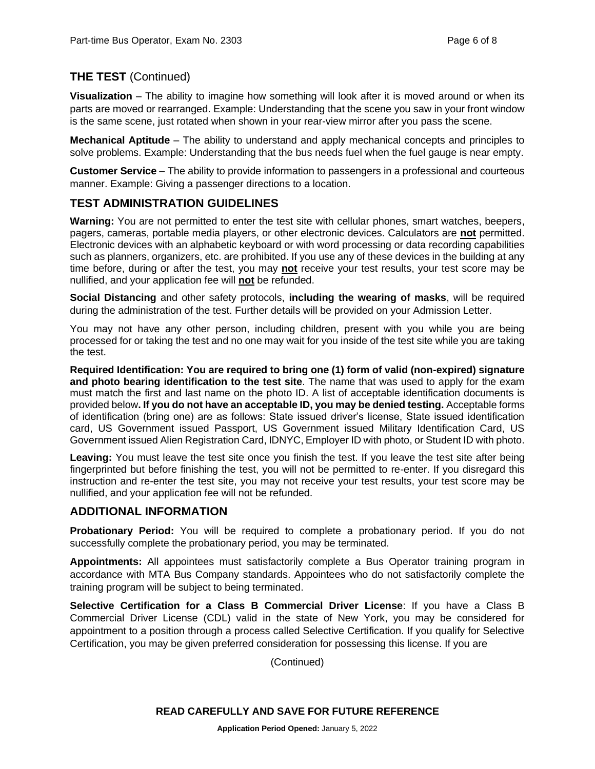## THE TEST (Continued)

**Visualization** – The ability to imagine how something will look after it is moved around or when its parts are moved or rearranged. Example: Understanding that the scene you saw in your front window is the same scene, just rotated when shown in your rear-view mirror after you pass the scene.

**Mechanical Aptitude** – The ability to understand and apply mechanical concepts and principles to solve problems. Example: Understanding that the bus needs fuel when the fuel gauge is near empty.

**Customer Service** – The ability to provide information to passengers in a professional and courteous manner. Example: Giving a passenger directions to a location.

## TEST ADMINISTRATION GUIDELINES

**Warning:** You are not permitted to enter the test site with cellular phones, smart watches, beepers, pagers, cameras, portable media players, or other electronic devices. Calculators are **not** permitted. Electronic devices with an alphabetic keyboard or with word processing or data recording capabilities such as planners, organizers, etc. are prohibited. If you use any of these devices in the building at any time before, during or after the test, you may **not** receive your test results, your test score may be nullified, and your application fee will **not** be refunded.

**Social Distancing** and other safety protocols, **including the wearing of masks**, will be required during the administration of the test. Further details will be provided on your Admission Letter.

You may not have any other person, including children, present with you while you are being processed for or taking the test and no one may wait for you inside of the test site while you are taking the test.

**Required Identification: You are required to bring one (1) form of valid (non-expired) signature and photo bearing identification to the test site**. The name that was used to apply for the exam must match the first and last name on the photo ID. A list of acceptable identification documents is provided below**. If you do not have an acceptable ID, you may be denied testing.** Acceptable forms of identification (bring one) are as follows: State issued driver's license, State issued identification card, US Government issued Passport, US Government issued Military Identification Card, US Government issued Alien Registration Card, IDNYC, Employer ID with photo, or Student ID with photo.

**Leaving:** You must leave the test site once you finish the test. If you leave the test site after being fingerprinted but before finishing the test, you will not be permitted to re-enter. If you disregard this instruction and re-enter the test site, you may not receive your test results, your test score may be nullified, and your application fee will not be refunded.

## ADDITIONAL INFORMATION

**Probationary Period:** You will be required to complete a probationary period. If you do not successfully complete the probationary period, you may be terminated.

**Appointments:** All appointees must satisfactorily complete a Bus Operator training program in accordance with MTA Bus Company standards. Appointees who do not satisfactorily complete the training program will be subject to being terminated.

**Selective Certification for a Class B Commercial Driver License**: If you have a Class B Commercial Driver License (CDL) valid in the state of New York, you may be considered for appointment to a position through a process called Selective Certification. If you qualify for Selective Certification, you may be given preferred consideration for possessing this license. If you are

(Continued)

**READ CAREFULLY AND SAVE FOR FUTURE REFERENCE**

**Application Period Opened:** January 5, 2022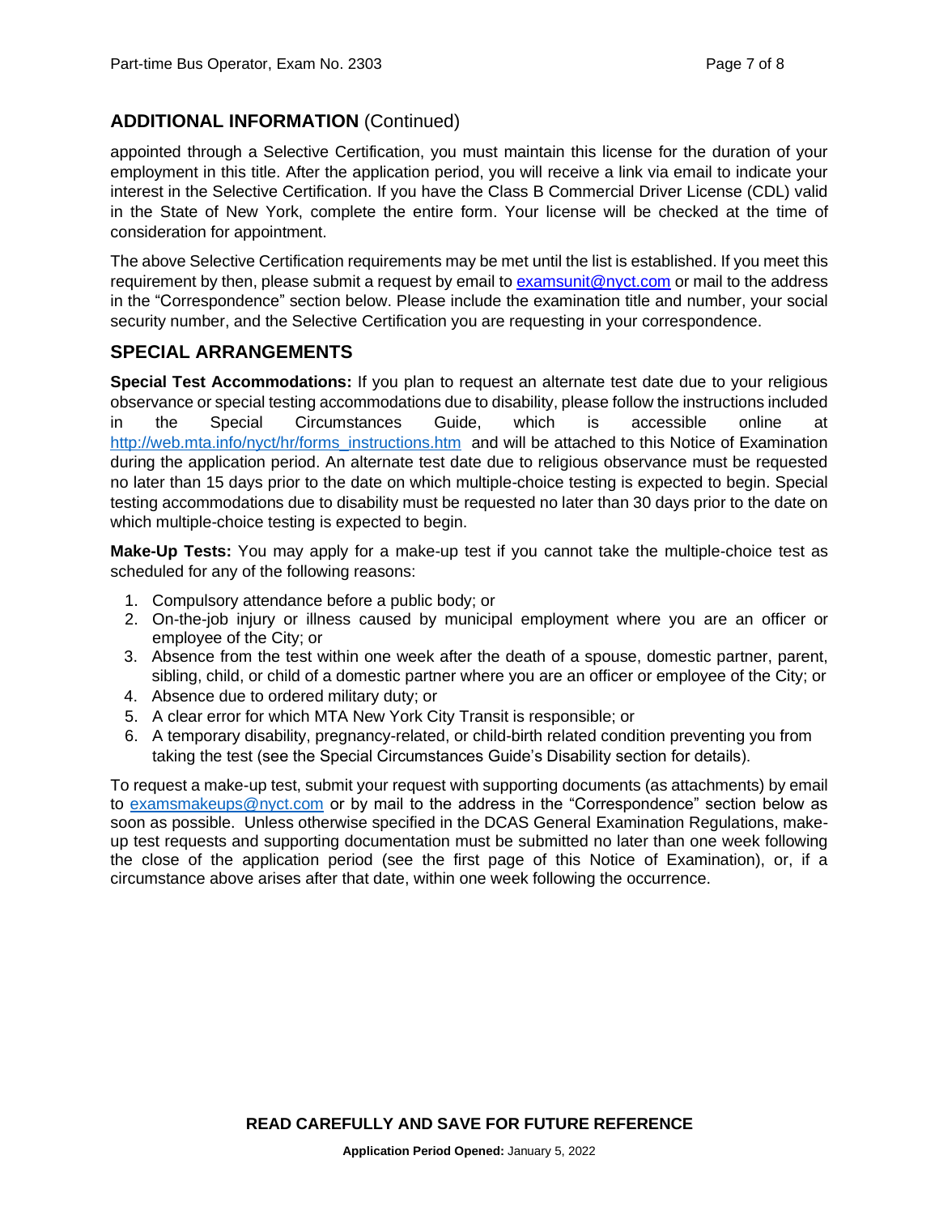## ADDITIONAL INFORMATION (Continued)

appointed through a Selective Certification, you must maintain this license for the duration of your employment in this title. After the application period, you will receive a link via email to indicate your interest in the Selective Certification. If you have the Class B Commercial Driver License (CDL) valid in the State of New York, complete the entire form. Your license will be checked at the time of consideration for appointment.

The above Selective Certification requirements may be met until the list is established. If you meet this requirement by then, please submit a request by email to examsunit@nyct.com or mail to the address in the "Correspondence" section below. Please include the examination title and number, your social security number, and the Selective Certification you are requesting in your correspondence.

## SPECIAL ARRANGEMENTS

**Special Test Accommodations:** If you plan to request an alternate test date due to your religious observance or special testing accommodations due to disability, please follow the instructions included in the Special Circumstances Guide, which is accessible online at http://web.mta.info/nyct/hr/forms_instructions.htm and will be attached to this Notice of Examination during the application period. An alternate test date due to religious observance must be requested no later than 15 days prior to the date on which multiple-choice testing is expected to begin. Special testing accommodations due to disability must be requested no later than 30 days prior to the date on which multiple-choice testing is expected to begin.

**Make-Up Tests:** You may apply for a make-up test if you cannot take the multiple-choice test as scheduled for any of the following reasons:

1. Compulsory attendance before a public body; or
2. On-the-job injury or illness caused by municipal employment where you are an officer or employee of the City; or
3. Absence from the test within one week after the death of a spouse, domestic partner, parent, sibling, child, or child of a domestic partner where you are an officer or employee of the City; or
4. Absence due to ordered military duty; or
5. A clear error for which MTA New York City Transit is responsible; or
6. A temporary disability, pregnancy-related, or child-birth related condition preventing you from taking the test (see the Special Circumstances Guide's Disability section for details).

To request a make-up test, submit your request with supporting documents (as attachments) by email to examsmakeups@nyct.com or by mail to the address in the "Correspondence" section below as soon as possible. Unless otherwise specified in the DCAS General Examination Regulations, make-up test requests and supporting documentation must be submitted no later than one week following the close of the application period (see the first page of this Notice of Examination), or, if a circumstance above arises after that date, within one week following the occurrence.

**READ CAREFULLY AND SAVE FOR FUTURE REFERENCE**

**Application Period Opened:** January 5, 2022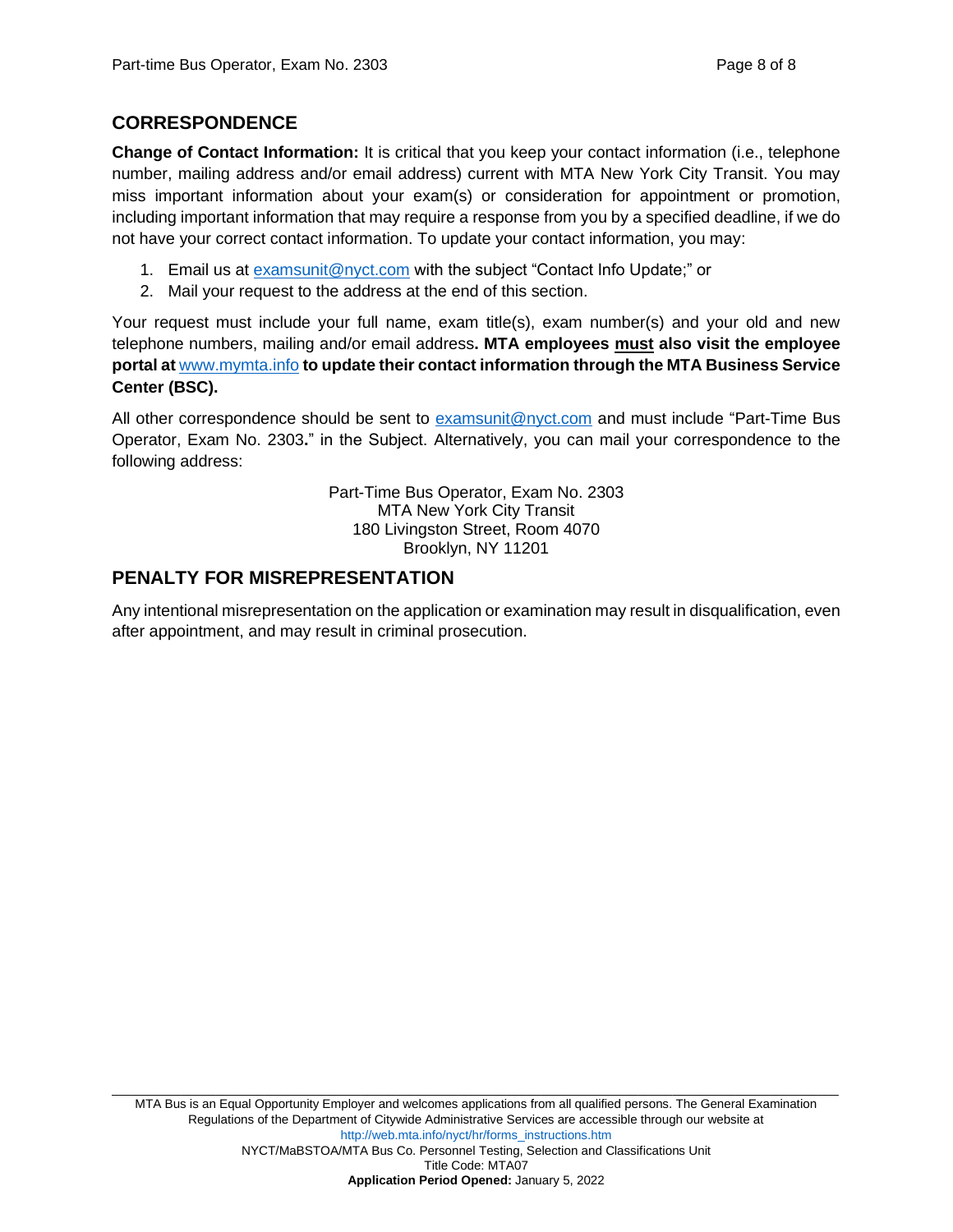## CORRESPONDENCE

**Change of Contact Information:** It is critical that you keep your contact information (i.e., telephone number, mailing address and/or email address) current with MTA New York City Transit. You may miss important information about your exam(s) or consideration for appointment or promotion, including important information that may require a response from you by a specified deadline, if we do not have your correct contact information. To update your contact information, you may:

1. Email us at examsunit@nyct.com with the subject "Contact Info Update;" or
2. Mail your request to the address at the end of this section.

Your request must include your full name, exam title(s), exam number(s) and your old and new telephone numbers, mailing and/or email address**. MTA employees <u>must</u> also visit the employee portal at** www.mymta.info **to update their contact information through the MTA Business Service Center (BSC).**

All other correspondence should be sent to examsunit@nyct.com and must include "Part-Time Bus Operator, Exam No. 2303**.**" in the Subject. Alternatively, you can mail your correspondence to the following address:

Part-Time Bus Operator, Exam No. 2303
MTA New York City Transit
180 Livingston Street, Room 4070
Brooklyn, NY 11201

## PENALTY FOR MISREPRESENTATION

Any intentional misrepresentation on the application or examination may result in disqualification, even after appointment, and may result in criminal prosecution.

MTA Bus is an Equal Opportunity Employer and welcomes applications from all qualified persons. The General Examination Regulations of the Department of Citywide Administrative Services are accessible through our website at http://web.mta.info/nyct/hr/forms_instructions.htm
NYCT/MaBSTOA/MTA Bus Co. Personnel Testing, Selection and Classifications Unit
Title Code: MTA07
**Application Period Opened:** January 5, 2022